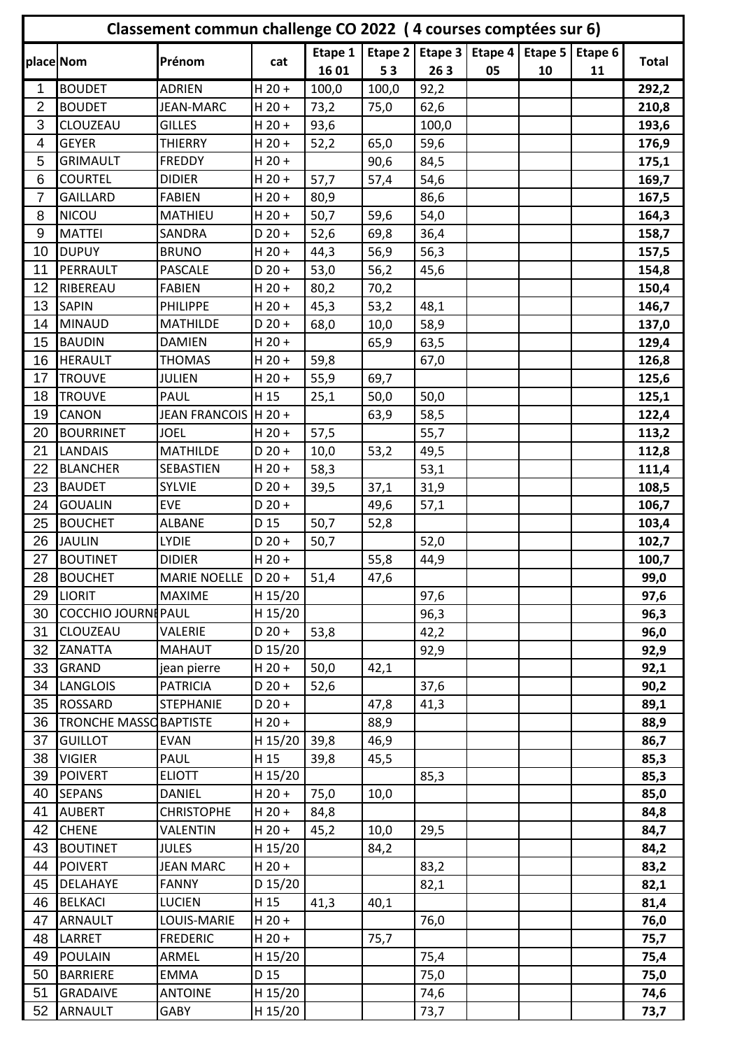# Classement commun challenge CO 2022 ( 4 courses comptées sur 6)

| place | Nom | Prénom | cat | Etape 1 16 01 | Etape 2 5 3 | Etape 3 26 3 | Etape 4 05 | Etape 5 10 | Etape 6 11 | Total |
|---|---|---|---|---|---|---|---|---|---|---|
| 1 | BOUDET | ADRIEN | H 20 + | 100,0 | 100,0 | 92,2 | | | | **292,2** |
| 2 | BOUDET | JEAN-MARC | H 20 + | 73,2 | 75,0 | 62,6 | | | | **210,8** |
| 3 | CLOUZEAU | GILLES | H 20 + | 93,6 | | 100,0 | | | | **193,6** |
| 4 | GEYER | THIERRY | H 20 + | 52,2 | 65,0 | 59,6 | | | | **176,9** |
| 5 | GRIMAULT | FREDDY | H 20 + | | 90,6 | 84,5 | | | | **175,1** |
| 6 | COURTEL | DIDIER | H 20 + | 57,7 | 57,4 | 54,6 | | | | **169,7** |
| 7 | GAILLARD | FABIEN | H 20 + | 80,9 | | 86,6 | | | | **167,5** |
| 8 | NICOU | MATHIEU | H 20 + | 50,7 | 59,6 | 54,0 | | | | **164,3** |
| 9 | MATTEI | SANDRA | D 20 + | 52,6 | 69,8 | 36,4 | | | | **158,7** |
| 10 | DUPUY | BRUNO | H 20 + | 44,3 | 56,9 | 56,3 | | | | **157,5** |
| 11 | PERRAULT | PASCALE | D 20 + | 53,0 | 56,2 | 45,6 | | | | **154,8** |
| 12 | RIBEREAU | FABIEN | H 20 + | 80,2 | 70,2 | | | | | **150,4** |
| 13 | SAPIN | PHILIPPE | H 20 + | 45,3 | 53,2 | 48,1 | | | | **146,7** |
| 14 | MINAUD | MATHILDE | D 20 + | 68,0 | 10,0 | 58,9 | | | | **137,0** |
| 15 | BAUDIN | DAMIEN | H 20 + | | 65,9 | 63,5 | | | | **129,4** |
| 16 | HERAULT | THOMAS | H 20 + | 59,8 | | 67,0 | | | | **126,8** |
| 17 | TROUVE | JULIEN | H 20 + | 55,9 | 69,7 | | | | | **125,6** |
| 18 | TROUVE | PAUL | H 15 | 25,1 | 50,0 | 50,0 | | | | **125,1** |
| 19 | CANON | JEAN FRANCOIS | H 20 + | | 63,9 | 58,5 | | | | **122,4** |
| 20 | BOURRINET | JOEL | H 20 + | 57,5 | | 55,7 | | | | **113,2** |
| 21 | LANDAIS | MATHILDE | D 20 + | 10,0 | 53,2 | 49,5 | | | | **112,8** |
| 22 | BLANCHER | SEBASTIEN | H 20 + | 58,3 | | 53,1 | | | | **111,4** |
| 23 | BAUDET | SYLVIE | D 20 + | 39,5 | 37,1 | 31,9 | | | | **108,5** |
| 24 | GOUALIN | EVE | D 20 + | | 49,6 | 57,1 | | | | **106,7** |
| 25 | BOUCHET | ALBANE | D 15 | 50,7 | 52,8 | | | | | **103,4** |
| 26 | JAULIN | LYDIE | D 20 + | 50,7 | | 52,0 | | | | **102,7** |
| 27 | BOUTINET | DIDIER | H 20 + | | 55,8 | 44,9 | | | | **100,7** |
| 28 | BOUCHET | MARIE NOELLE | D 20 + | 51,4 | 47,6 | | | | | **99,0** |
| 29 | LIORIT | MAXIME | H 15/20 | | | 97,6 | | | | **97,6** |
| 30 | COCCHIO JOURNI | PAUL | H 15/20 | | | 96,3 | | | | **96,3** |
| 31 | CLOUZEAU | VALERIE | D 20 + | 53,8 | | 42,2 | | | | **96,0** |
| 32 | ZANATTA | MAHAUT | D 15/20 | | | 92,9 | | | | **92,9** |
| 33 | GRAND | jean pierre | H 20 + | 50,0 | 42,1 | | | | | **92,1** |
| 34 | LANGLOIS | PATRICIA | D 20 + | 52,6 | | 37,6 | | | | **90,2** |
| 35 | ROSSARD | STEPHANIE | D 20 + | | 47,8 | 41,3 | | | | **89,1** |
| 36 | TRONCHE MASSO | BAPTISTE | H 20 + | | 88,9 | | | | | **88,9** |
| 37 | GUILLOT | EVAN | H 15/20 | 39,8 | 46,9 | | | | | **86,7** |
| 38 | VIGIER | PAUL | H 15 | 39,8 | 45,5 | | | | | **85,3** |
| 39 | POIVERT | ELIOTT | H 15/20 | | | 85,3 | | | | **85,3** |
| 40 | SEPANS | DANIEL | H 20 + | 75,0 | 10,0 | | | | | **85,0** |
| 41 | AUBERT | CHRISTOPHE | H 20 + | 84,8 | | | | | | **84,8** |
| 42 | CHENE | VALENTIN | H 20 + | 45,2 | 10,0 | 29,5 | | | | **84,7** |
| 43 | BOUTINET | JULES | H 15/20 | | 84,2 | | | | | **84,2** |
| 44 | POIVERT | JEAN MARC | H 20 + | | | 83,2 | | | | **83,2** |
| 45 | DELAHAYE | FANNY | D 15/20 | | | 82,1 | | | | **82,1** |
| 46 | BELKACI | LUCIEN | H 15 | 41,3 | 40,1 | | | | | **81,4** |
| 47 | ARNAULT | LOUIS-MARIE | H 20 + | | | 76,0 | | | | **76,0** |
| 48 | LARRET | FREDERIC | H 20 + | | 75,7 | | | | | **75,7** |
| 49 | POULAIN | ARMEL | H 15/20 | | | 75,4 | | | | **75,4** |
| 50 | BARRIERE | EMMA | D 15 | | | 75,0 | | | | **75,0** |
| 51 | GRADAIVE | ANTOINE | H 15/20 | | | 74,6 | | | | **74,6** |
| 52 | ARNAULT | GABY | H 15/20 | | | 73,7 | | | | **73,7** |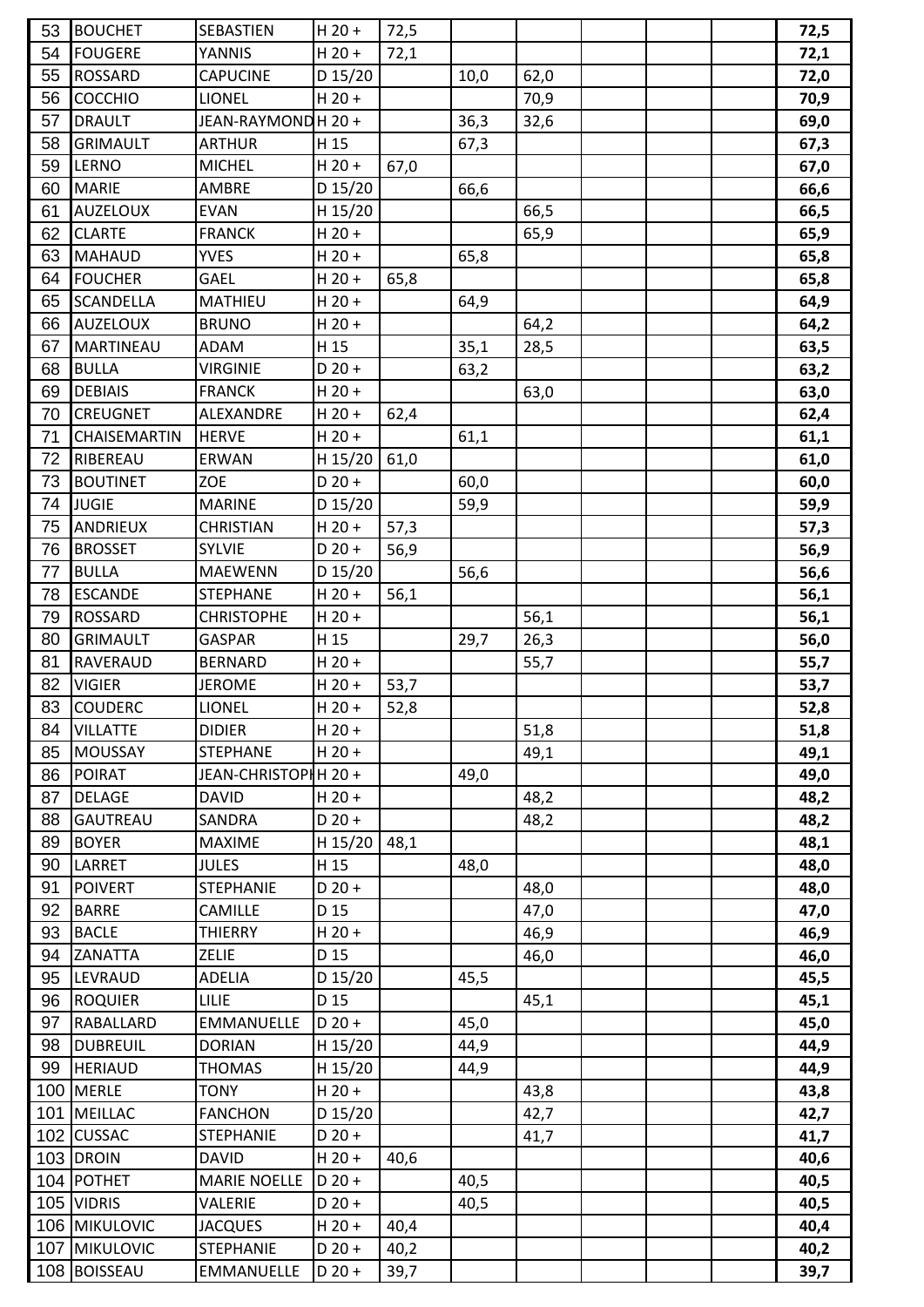| | | | | | | | | | | |
|---|---|---|---|---|---|---|---|---|---|---|
| 53 | BOUCHET | SEBASTIEN | H 20 + | 72,5 | | | | | | **72,5** |
| 54 | FOUGERE | YANNIS | H 20 + | 72,1 | | | | | | **72,1** |
| 55 | ROSSARD | CAPUCINE | D 15/20 | | 10,0 | 62,0 | | | | **72,0** |
| 56 | COCCHIO | LIONEL | H 20 + | | | 70,9 | | | | **70,9** |
| 57 | DRAULT | JEAN-RAYMOND | H 20 + | | 36,3 | 32,6 | | | | **69,0** |
| 58 | GRIMAULT | ARTHUR | H 15 | | 67,3 | | | | | **67,3** |
| 59 | LERNO | MICHEL | H 20 + | 67,0 | | | | | | **67,0** |
| 60 | MARIE | AMBRE | D 15/20 | | 66,6 | | | | | **66,6** |
| 61 | AUZELOUX | EVAN | H 15/20 | | | 66,5 | | | | **66,5** |
| 62 | CLARTE | FRANCK | H 20 + | | | 65,9 | | | | **65,9** |
| 63 | MAHAUD | YVES | H 20 + | | 65,8 | | | | | **65,8** |
| 64 | FOUCHER | GAEL | H 20 + | 65,8 | | | | | | **65,8** |
| 65 | SCANDELLA | MATHIEU | H 20 + | | 64,9 | | | | | **64,9** |
| 66 | AUZELOUX | BRUNO | H 20 + | | | 64,2 | | | | **64,2** |
| 67 | MARTINEAU | ADAM | H 15 | | 35,1 | 28,5 | | | | **63,5** |
| 68 | BULLA | VIRGINIE | D 20 + | | 63,2 | | | | | **63,2** |
| 69 | DEBIAIS | FRANCK | H 20 + | | | 63,0 | | | | **63,0** |
| 70 | CREUGNET | ALEXANDRE | H 20 + | 62,4 | | | | | | **62,4** |
| 71 | CHAISEMARTIN | HERVE | H 20 + | | 61,1 | | | | | **61,1** |
| 72 | RIBEREAU | ERWAN | H 15/20 | 61,0 | | | | | | **61,0** |
| 73 | BOUTINET | ZOE | D 20 + | | 60,0 | | | | | **60,0** |
| 74 | JUGIE | MARINE | D 15/20 | | 59,9 | | | | | **59,9** |
| 75 | ANDRIEUX | CHRISTIAN | H 20 + | 57,3 | | | | | | **57,3** |
| 76 | BROSSET | SYLVIE | D 20 + | 56,9 | | | | | | **56,9** |
| 77 | BULLA | MAEWENN | D 15/20 | | 56,6 | | | | | **56,6** |
| 78 | ESCANDE | STEPHANE | H 20 + | 56,1 | | | | | | **56,1** |
| 79 | ROSSARD | CHRISTOPHE | H 20 + | | | 56,1 | | | | **56,1** |
| 80 | GRIMAULT | GASPAR | H 15 | | 29,7 | 26,3 | | | | **56,0** |
| 81 | RAVERAUD | BERNARD | H 20 + | | | 55,7 | | | | **55,7** |
| 82 | VIGIER | JEROME | H 20 + | 53,7 | | | | | | **53,7** |
| 83 | COUDERC | LIONEL | H 20 + | 52,8 | | | | | | **52,8** |
| 84 | VILLATTE | DIDIER | H 20 + | | | 51,8 | | | | **51,8** |
| 85 | MOUSSAY | STEPHANE | H 20 + | | | 49,1 | | | | **49,1** |
| 86 | POIRAT | JEAN-CHRISTOPH | H 20 + | | 49,0 | | | | | **49,0** |
| 87 | DELAGE | DAVID | H 20 + | | | 48,2 | | | | **48,2** |
| 88 | GAUTREAU | SANDRA | D 20 + | | | 48,2 | | | | **48,2** |
| 89 | BOYER | MAXIME | H 15/20 | 48,1 | | | | | | **48,1** |
| 90 | LARRET | JULES | H 15 | | 48,0 | | | | | **48,0** |
| 91 | POIVERT | STEPHANIE | D 20 + | | | 48,0 | | | | **48,0** |
| 92 | BARRE | CAMILLE | D 15 | | | 47,0 | | | | **47,0** |
| 93 | BACLE | THIERRY | H 20 + | | | 46,9 | | | | **46,9** |
| 94 | ZANATTA | ZELIE | D 15 | | | 46,0 | | | | **46,0** |
| 95 | LEVRAUD | ADELIA | D 15/20 | | 45,5 | | | | | **45,5** |
| 96 | ROQUIER | LILIE | D 15 | | | 45,1 | | | | **45,1** |
| 97 | RABALLARD | EMMANUELLE | D 20 + | | 45,0 | | | | | **45,0** |
| 98 | DUBREUIL | DORIAN | H 15/20 | | 44,9 | | | | | **44,9** |
| 99 | HERIAUD | THOMAS | H 15/20 | | 44,9 | | | | | **44,9** |
| 100 | MERLE | TONY | H 20 + | | | 43,8 | | | | **43,8** |
| 101 | MEILLAC | FANCHON | D 15/20 | | | 42,7 | | | | **42,7** |
| 102 | CUSSAC | STEPHANIE | D 20 + | | | 41,7 | | | | **41,7** |
| 103 | DROIN | DAVID | H 20 + | 40,6 | | | | | | **40,6** |
| 104 | POTHET | MARIE NOELLE | D 20 + | | 40,5 | | | | | **40,5** |
| 105 | VIDRIS | VALERIE | D 20 + | | 40,5 | | | | | **40,5** |
| 106 | MIKULOVIC | JACQUES | H 20 + | 40,4 | | | | | | **40,4** |
| 107 | MIKULOVIC | STEPHANIE | D 20 + | 40,2 | | | | | | **40,2** |
| 108 | BOISSEAU | EMMANUELLE | D 20 + | 39,7 | | | | | | **39,7** |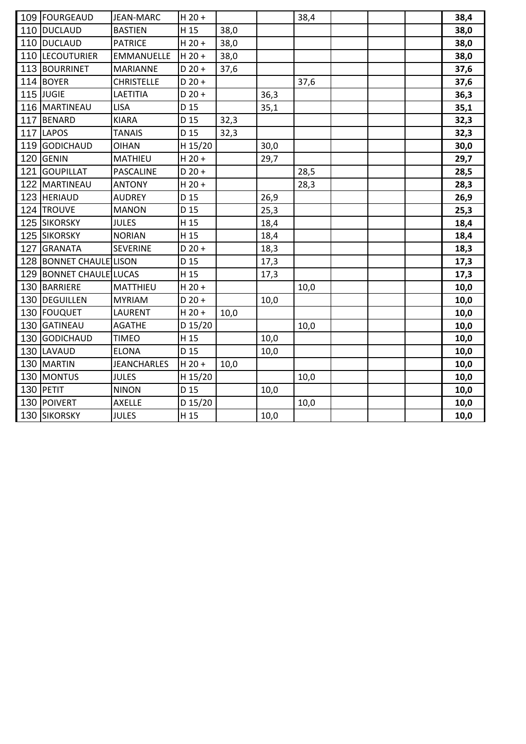| | | | | | | | | | | | |
|---|---|---|---|---|---|---|---|---|---|---|---|
| 109 | FOURGEAUD | JEAN-MARC | H 20 + | | | 38,4 | | | | | **38,4** |
| 110 | DUCLAUD | BASTIEN | H 15 | 38,0 | | | | | | | **38,0** |
| 110 | DUCLAUD | PATRICE | H 20 + | 38,0 | | | | | | | **38,0** |
| 110 | LECOUTURIER | EMMANUELLE | H 20 + | 38,0 | | | | | | | **38,0** |
| 113 | BOURRINET | MARIANNE | D 20 + | 37,6 | | | | | | | **37,6** |
| 114 | BOYER | CHRISTELLE | D 20 + | | | 37,6 | | | | | **37,6** |
| 115 | JUGIE | LAETITIA | D 20 + | | 36,3 | | | | | | **36,3** |
| 116 | MARTINEAU | LISA | D 15 | | 35,1 | | | | | | **35,1** |
| 117 | BENARD | KIARA | D 15 | 32,3 | | | | | | | **32,3** |
| 117 | LAPOS | TANAIS | D 15 | 32,3 | | | | | | | **32,3** |
| 119 | GODICHAUD | OIHAN | H 15/20 | | 30,0 | | | | | | **30,0** |
| 120 | GENIN | MATHIEU | H 20 + | | 29,7 | | | | | | **29,7** |
| 121 | GOUPILLAT | PASCALINE | D 20 + | | | 28,5 | | | | | **28,5** |
| 122 | MARTINEAU | ANTONY | H 20 + | | | 28,3 | | | | | **28,3** |
| 123 | HERIAUD | AUDREY | D 15 | | 26,9 | | | | | | **26,9** |
| 124 | TROUVE | MANON | D 15 | | 25,3 | | | | | | **25,3** |
| 125 | SIKORSKY | JULES | H 15 | | 18,4 | | | | | | **18,4** |
| 125 | SIKORSKY | NORIAN | H 15 | | 18,4 | | | | | | **18,4** |
| 127 | GRANATA | SEVERINE | D 20 + | | 18,3 | | | | | | **18,3** |
| 128 | BONNET CHAULET | LISON | D 15 | | 17,3 | | | | | | **17,3** |
| 129 | BONNET CHAULET | LUCAS | H 15 | | 17,3 | | | | | | **17,3** |
| 130 | BARRIERE | MATTHIEU | H 20 + | | | 10,0 | | | | | **10,0** |
| 130 | DEGUILLEN | MYRIAM | D 20 + | | 10,0 | | | | | | **10,0** |
| 130 | FOUQUET | LAURENT | H 20 + | 10,0 | | | | | | | **10,0** |
| 130 | GATINEAU | AGATHE | D 15/20 | | | 10,0 | | | | | **10,0** |
| 130 | GODICHAUD | TIMEO | H 15 | | 10,0 | | | | | | **10,0** |
| 130 | LAVAUD | ELONA | D 15 | | 10,0 | | | | | | **10,0** |
| 130 | MARTIN | JEANCHARLES | H 20 + | 10,0 | | | | | | | **10,0** |
| 130 | MONTUS | JULES | H 15/20 | | | 10,0 | | | | | **10,0** |
| 130 | PETIT | NINON | D 15 | | 10,0 | | | | | | **10,0** |
| 130 | POIVERT | AXELLE | D 15/20 | | | 10,0 | | | | | **10,0** |
| 130 | SIKORSKY | JULES | H 15 | | 10,0 | | | | | | **10,0** |